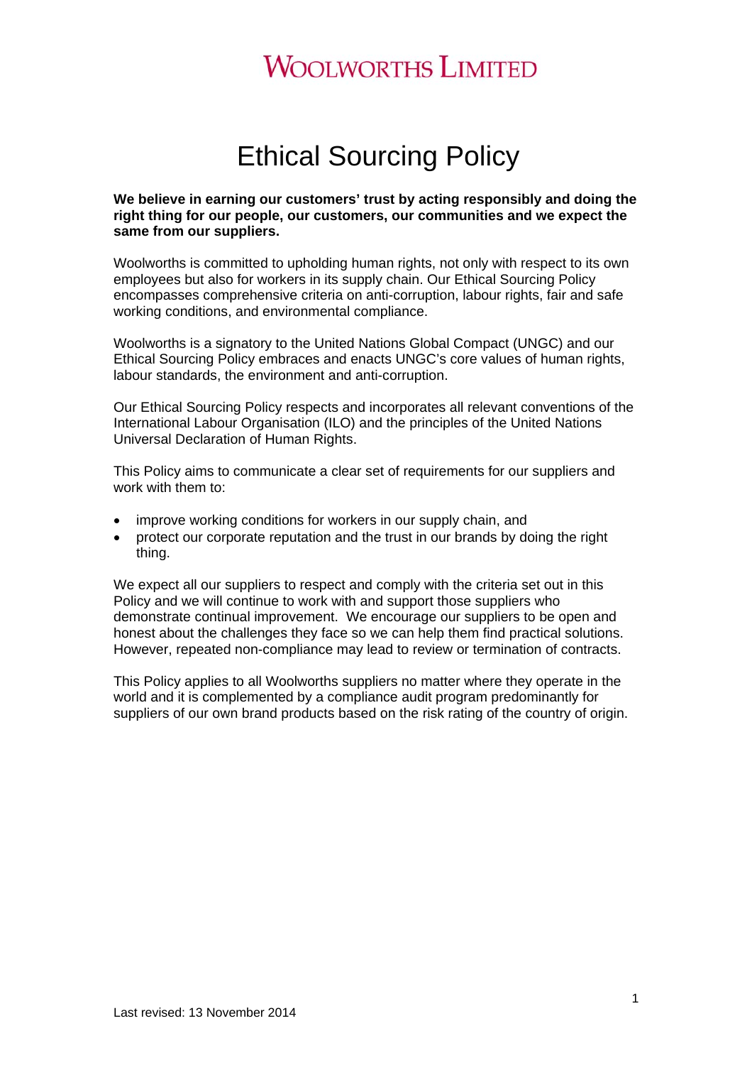# Woolworths Limited

# Ethical Sourcing Policy

**We believe in earning our customers' trust by acting responsibly and doing the right thing for our people, our customers, our communities and we expect the same from our suppliers.**

Woolworths is committed to upholding human rights, not only with respect to its own employees but also for workers in its supply chain. Our Ethical Sourcing Policy encompasses comprehensive criteria on anti-corruption, labour rights, fair and safe working conditions, and environmental compliance.

Woolworths is a signatory to the United Nations Global Compact (UNGC) and our Ethical Sourcing Policy embraces and enacts UNGC's core values of human rights, labour standards, the environment and anti-corruption.

Our Ethical Sourcing Policy respects and incorporates all relevant conventions of the International Labour Organisation (ILO) and the principles of the United Nations Universal Declaration of Human Rights.

This Policy aims to communicate a clear set of requirements for our suppliers and work with them to:

- improve working conditions for workers in our supply chain, and
- protect our corporate reputation and the trust in our brands by doing the right thing.

We expect all our suppliers to respect and comply with the criteria set out in this Policy and we will continue to work with and support those suppliers who demonstrate continual improvement. We encourage our suppliers to be open and honest about the challenges they face so we can help them find practical solutions. However, repeated non-compliance may lead to review or termination of contracts.

This Policy applies to all Woolworths suppliers no matter where they operate in the world and it is complemented by a compliance audit program predominantly for suppliers of our own brand products based on the risk rating of the country of origin.

Last revised: 13 November 2014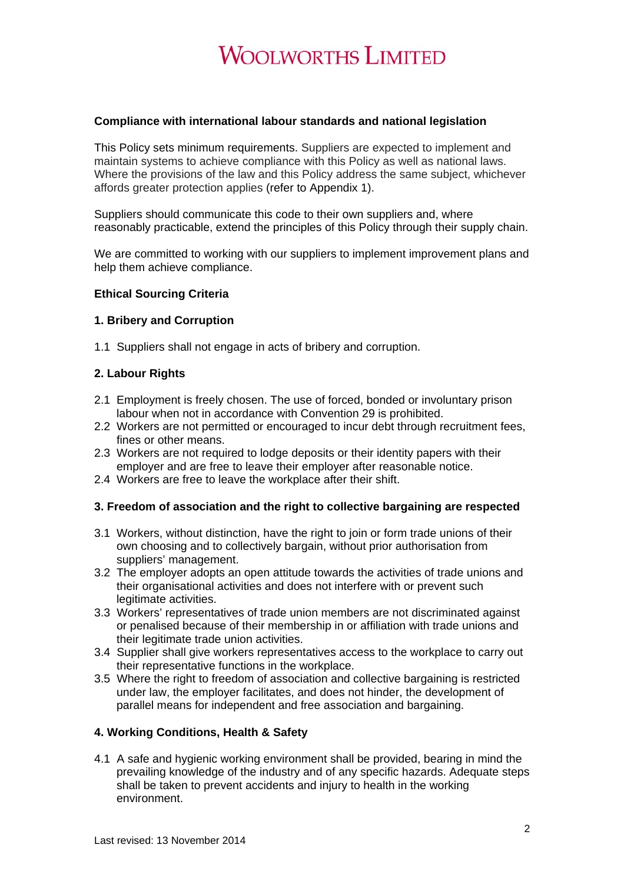**Compliance with international labour standards and national legislation**

This Policy sets minimum requirements. Suppliers are expected to implement and maintain systems to achieve compliance with this Policy as well as national laws. Where the provisions of the law and this Policy address the same subject, whichever affords greater protection applies (refer to Appendix 1).

Suppliers should communicate this code to their own suppliers and, where reasonably practicable, extend the principles of this Policy through their supply chain.

We are committed to working with our suppliers to implement improvement plans and help them achieve compliance.

**Ethical Sourcing Criteria**

**1. Bribery and Corruption**

1.1 Suppliers shall not engage in acts of bribery and corruption.

**2. Labour Rights**

2.1 Employment is freely chosen. The use of forced, bonded or involuntary prison labour when not in accordance with Convention 29 is prohibited.
2.2 Workers are not permitted or encouraged to incur debt through recruitment fees, fines or other means.
2.3 Workers are not required to lodge deposits or their identity papers with their employer and are free to leave their employer after reasonable notice.
2.4 Workers are free to leave the workplace after their shift.

**3. Freedom of association and the right to collective bargaining are respected**

3.1 Workers, without distinction, have the right to join or form trade unions of their own choosing and to collectively bargain, without prior authorisation from suppliers' management.
3.2 The employer adopts an open attitude towards the activities of trade unions and their organisational activities and does not interfere with or prevent such legitimate activities.
3.3 Workers' representatives of trade union members are not discriminated against or penalised because of their membership in or affiliation with trade unions and their legitimate trade union activities.
3.4 Supplier shall give workers representatives access to the workplace to carry out their representative functions in the workplace.
3.5 Where the right to freedom of association and collective bargaining is restricted under law, the employer facilitates, and does not hinder, the development of parallel means for independent and free association and bargaining.

**4. Working Conditions, Health & Safety**

4.1 A safe and hygienic working environment shall be provided, bearing in mind the prevailing knowledge of the industry and of any specific hazards. Adequate steps shall be taken to prevent accidents and injury to health in the working environment.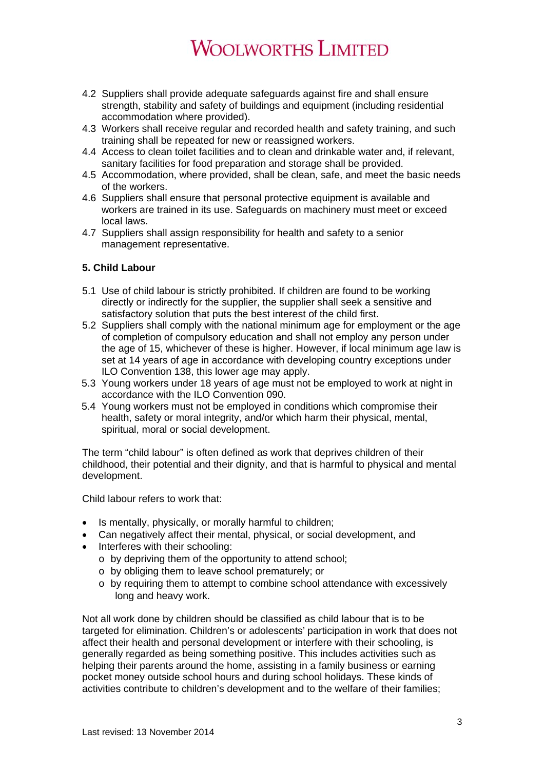4.2 Suppliers shall provide adequate safeguards against fire and shall ensure strength, stability and safety of buildings and equipment (including residential accommodation where provided).

4.3 Workers shall receive regular and recorded health and safety training, and such training shall be repeated for new or reassigned workers.

4.4 Access to clean toilet facilities and to clean and drinkable water and, if relevant, sanitary facilities for food preparation and storage shall be provided.

4.5 Accommodation, where provided, shall be clean, safe, and meet the basic needs of the workers.

4.6 Suppliers shall ensure that personal protective equipment is available and workers are trained in its use. Safeguards on machinery must meet or exceed local laws.

4.7 Suppliers shall assign responsibility for health and safety to a senior management representative.

**5. Child Labour**

5.1 Use of child labour is strictly prohibited. If children are found to be working directly or indirectly for the supplier, the supplier shall seek a sensitive and satisfactory solution that puts the best interest of the child first.

5.2 Suppliers shall comply with the national minimum age for employment or the age of completion of compulsory education and shall not employ any person under the age of 15, whichever of these is higher. However, if local minimum age law is set at 14 years of age in accordance with developing country exceptions under ILO Convention 138, this lower age may apply.

5.3 Young workers under 18 years of age must not be employed to work at night in accordance with the ILO Convention 090.

5.4 Young workers must not be employed in conditions which compromise their health, safety or moral integrity, and/or which harm their physical, mental, spiritual, moral or social development.

The term "child labour" is often defined as work that deprives children of their childhood, their potential and their dignity, and that is harmful to physical and mental development.

Child labour refers to work that:

- Is mentally, physically, or morally harmful to children;
- Can negatively affect their mental, physical, or social development, and
- Interferes with their schooling:
  - by depriving them of the opportunity to attend school;
  - by obliging them to leave school prematurely; or
  - by requiring them to attempt to combine school attendance with excessively long and heavy work.

Not all work done by children should be classified as child labour that is to be targeted for elimination. Children's or adolescents' participation in work that does not affect their health and personal development or interfere with their schooling, is generally regarded as being something positive. This includes activities such as helping their parents around the home, assisting in a family business or earning pocket money outside school hours and during school holidays. These kinds of activities contribute to children's development and to the welfare of their families;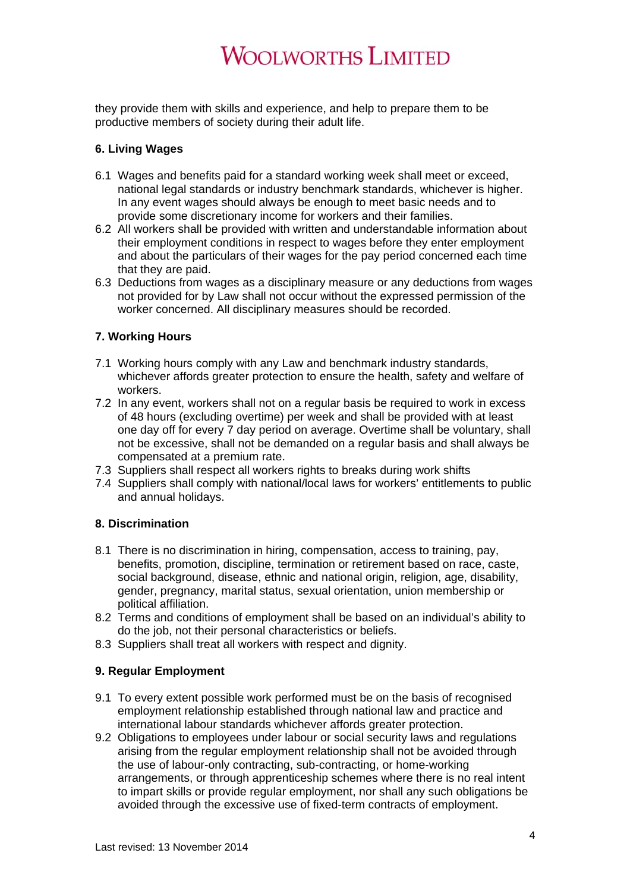they provide them with skills and experience, and help to prepare them to be productive members of society during their adult life.

**6. Living Wages**

6.1 Wages and benefits paid for a standard working week shall meet or exceed, national legal standards or industry benchmark standards, whichever is higher. In any event wages should always be enough to meet basic needs and to provide some discretionary income for workers and their families.

6.2 All workers shall be provided with written and understandable information about their employment conditions in respect to wages before they enter employment and about the particulars of their wages for the pay period concerned each time that they are paid.

6.3 Deductions from wages as a disciplinary measure or any deductions from wages not provided for by Law shall not occur without the expressed permission of the worker concerned. All disciplinary measures should be recorded.

**7. Working Hours**

7.1 Working hours comply with any Law and benchmark industry standards, whichever affords greater protection to ensure the health, safety and welfare of workers.

7.2 In any event, workers shall not on a regular basis be required to work in excess of 48 hours (excluding overtime) per week and shall be provided with at least one day off for every 7 day period on average. Overtime shall be voluntary, shall not be excessive, shall not be demanded on a regular basis and shall always be compensated at a premium rate.

7.3 Suppliers shall respect all workers rights to breaks during work shifts

7.4 Suppliers shall comply with national/local laws for workers' entitlements to public and annual holidays.

**8. Discrimination**

8.1 There is no discrimination in hiring, compensation, access to training, pay, benefits, promotion, discipline, termination or retirement based on race, caste, social background, disease, ethnic and national origin, religion, age, disability, gender, pregnancy, marital status, sexual orientation, union membership or political affiliation.

8.2 Terms and conditions of employment shall be based on an individual's ability to do the job, not their personal characteristics or beliefs.

8.3 Suppliers shall treat all workers with respect and dignity.

**9. Regular Employment**

9.1 To every extent possible work performed must be on the basis of recognised employment relationship established through national law and practice and international labour standards whichever affords greater protection.

9.2 Obligations to employees under labour or social security laws and regulations arising from the regular employment relationship shall not be avoided through the use of labour-only contracting, sub-contracting, or home-working arrangements, or through apprenticeship schemes where there is no real intent to impart skills or provide regular employment, nor shall any such obligations be avoided through the excessive use of fixed-term contracts of employment.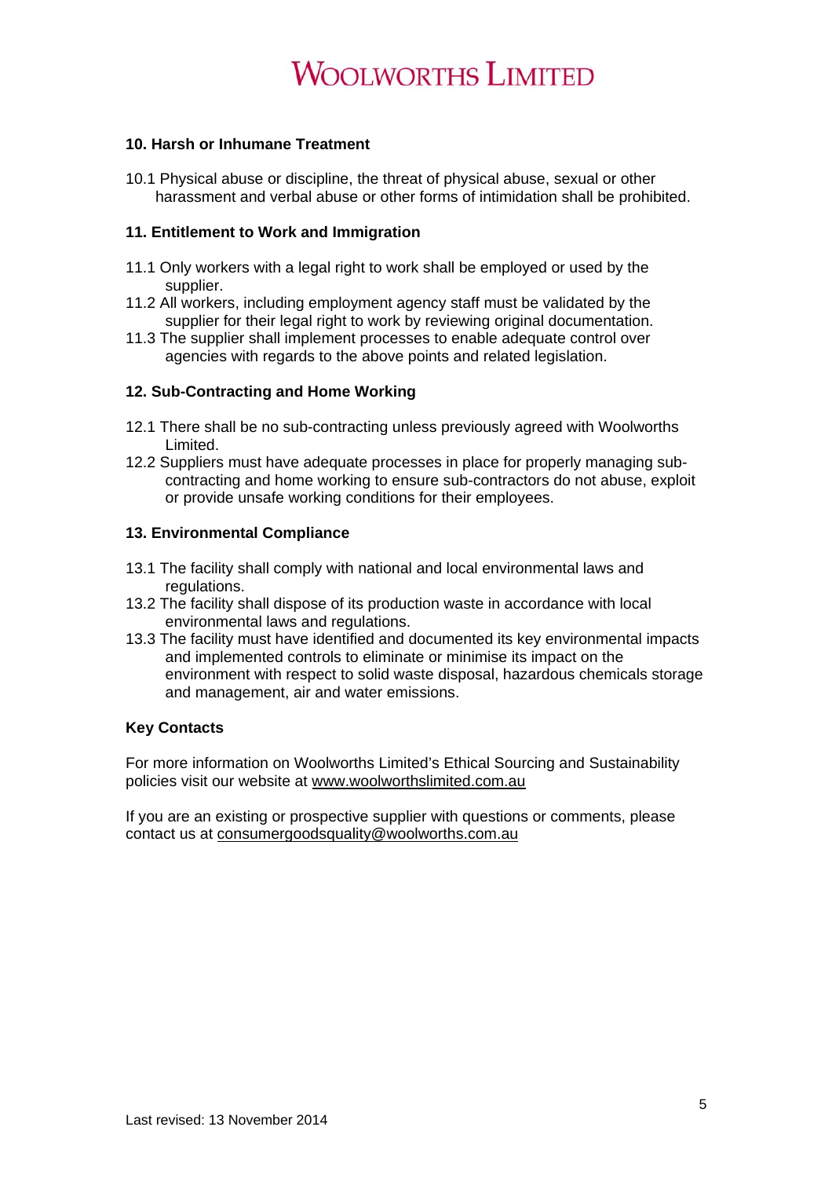### 10. Harsh or Inhumane Treatment

10.1 Physical abuse or discipline, the threat of physical abuse, sexual or other harassment and verbal abuse or other forms of intimidation shall be prohibited.

### 11. Entitlement to Work and Immigration

11.1 Only workers with a legal right to work shall be employed or used by the supplier.
11.2 All workers, including employment agency staff must be validated by the supplier for their legal right to work by reviewing original documentation.
11.3 The supplier shall implement processes to enable adequate control over agencies with regards to the above points and related legislation.

### 12. Sub-Contracting and Home Working

12.1 There shall be no sub-contracting unless previously agreed with Woolworths Limited.
12.2 Suppliers must have adequate processes in place for properly managing sub-contracting and home working to ensure sub-contractors do not abuse, exploit or provide unsafe working conditions for their employees.

### 13. Environmental Compliance

13.1 The facility shall comply with national and local environmental laws and regulations.
13.2 The facility shall dispose of its production waste in accordance with local environmental laws and regulations.
13.3 The facility must have identified and documented its key environmental impacts and implemented controls to eliminate or minimise its impact on the environment with respect to solid waste disposal, hazardous chemicals storage and management, air and water emissions.

### Key Contacts

For more information on Woolworths Limited's Ethical Sourcing and Sustainability policies visit our website at www.woolworthslimited.com.au

If you are an existing or prospective supplier with questions or comments, please contact us at consumergoodsquality@woolworths.com.au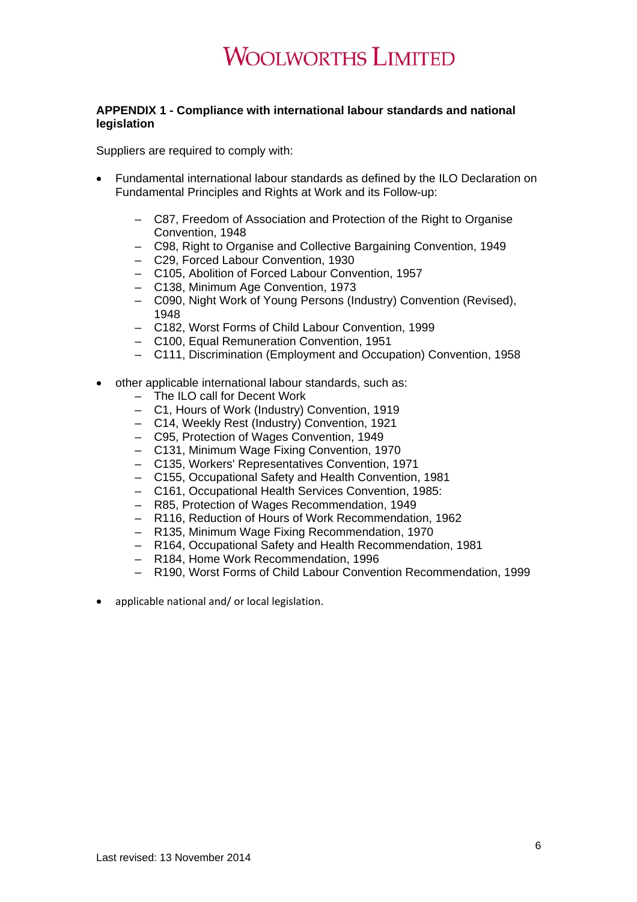# Woolworths Limited

**APPENDIX 1 - Compliance with international labour standards and national legislation**

Suppliers are required to comply with:

- Fundamental international labour standards as defined by the ILO Declaration on Fundamental Principles and Rights at Work and its Follow-up:
  - C87, Freedom of Association and Protection of the Right to Organise Convention, 1948
  - C98, Right to Organise and Collective Bargaining Convention, 1949
  - C29, Forced Labour Convention, 1930
  - C105, Abolition of Forced Labour Convention, 1957
  - C138, Minimum Age Convention, 1973
  - C090, Night Work of Young Persons (Industry) Convention (Revised), 1948
  - C182, Worst Forms of Child Labour Convention, 1999
  - C100, Equal Remuneration Convention, 1951
  - C111, Discrimination (Employment and Occupation) Convention, 1958
- other applicable international labour standards, such as:
  - The ILO call for Decent Work
  - C1, Hours of Work (Industry) Convention, 1919
  - C14, Weekly Rest (Industry) Convention, 1921
  - C95, Protection of Wages Convention, 1949
  - C131, Minimum Wage Fixing Convention, 1970
  - C135, Workers' Representatives Convention, 1971
  - C155, Occupational Safety and Health Convention, 1981
  - C161, Occupational Health Services Convention, 1985:
  - R85, Protection of Wages Recommendation, 1949
  - R116, Reduction of Hours of Work Recommendation, 1962
  - R135, Minimum Wage Fixing Recommendation, 1970
  - R164, Occupational Safety and Health Recommendation, 1981
  - R184, Home Work Recommendation, 1996
  - R190, Worst Forms of Child Labour Convention Recommendation, 1999
- applicable national and/ or local legislation.

Last revised: 13 November 2014